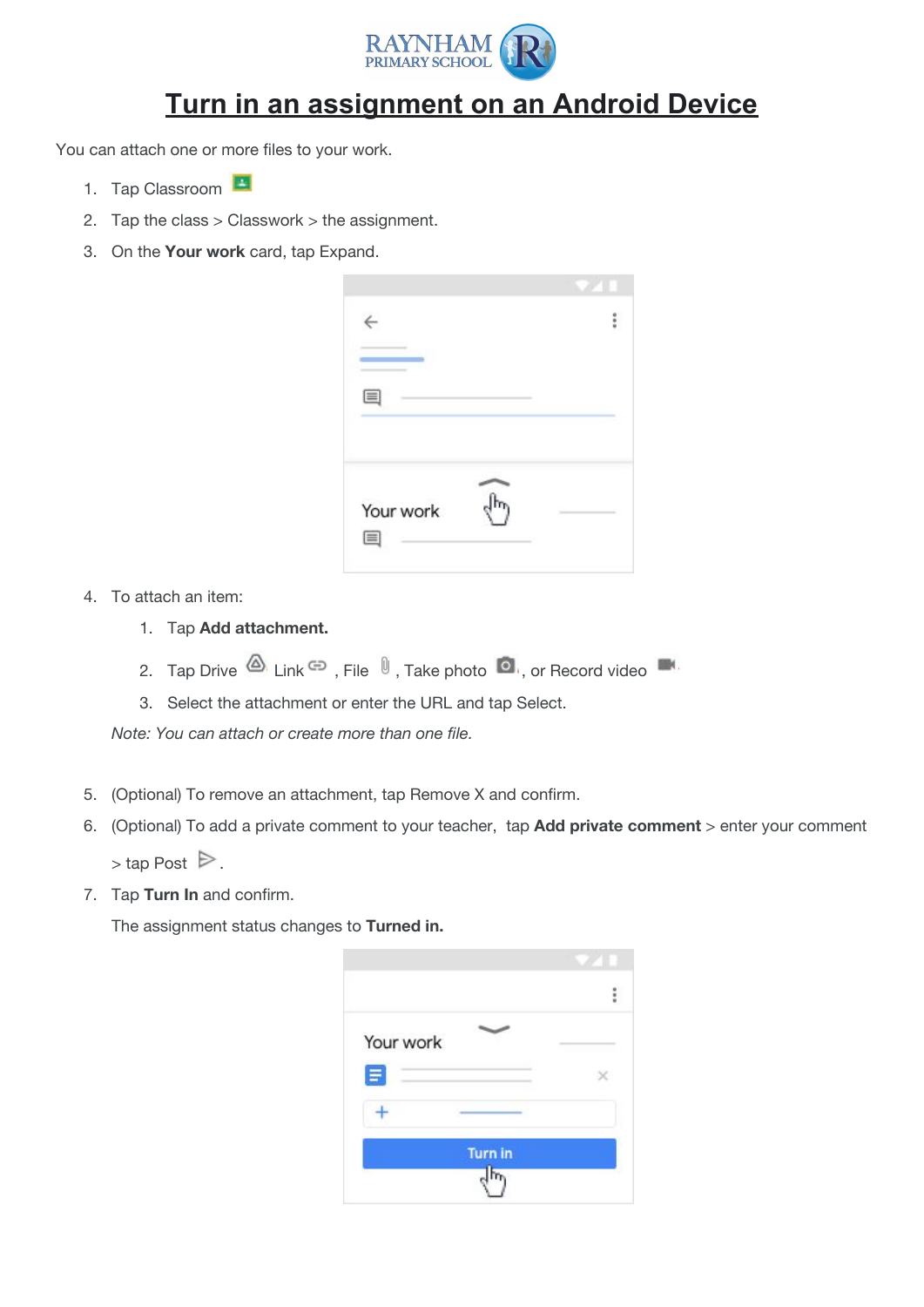RAYNHAM PRIMARY SCHOOL

# Turn in an assignment on an Android Device

You can attach one or more files to your work.

1. Tap Classroom
2. Tap the class > Classwork > the assignment.
3. On the **Your work** card, tap Expand.
4. To attach an item:
   1. Tap **Add attachment.**
   2. Tap Drive Link , File , Take photo , or Record video
   3. Select the attachment or enter the URL and tap Select.

   *Note: You can attach or create more than one file.*

5. (Optional) To remove an attachment, tap Remove X and confirm.
6. (Optional) To add a private comment to your teacher, tap **Add private comment** > enter your comment > tap Post .
7. Tap **Turn In** and confirm.

   The assignment status changes to **Turned in.**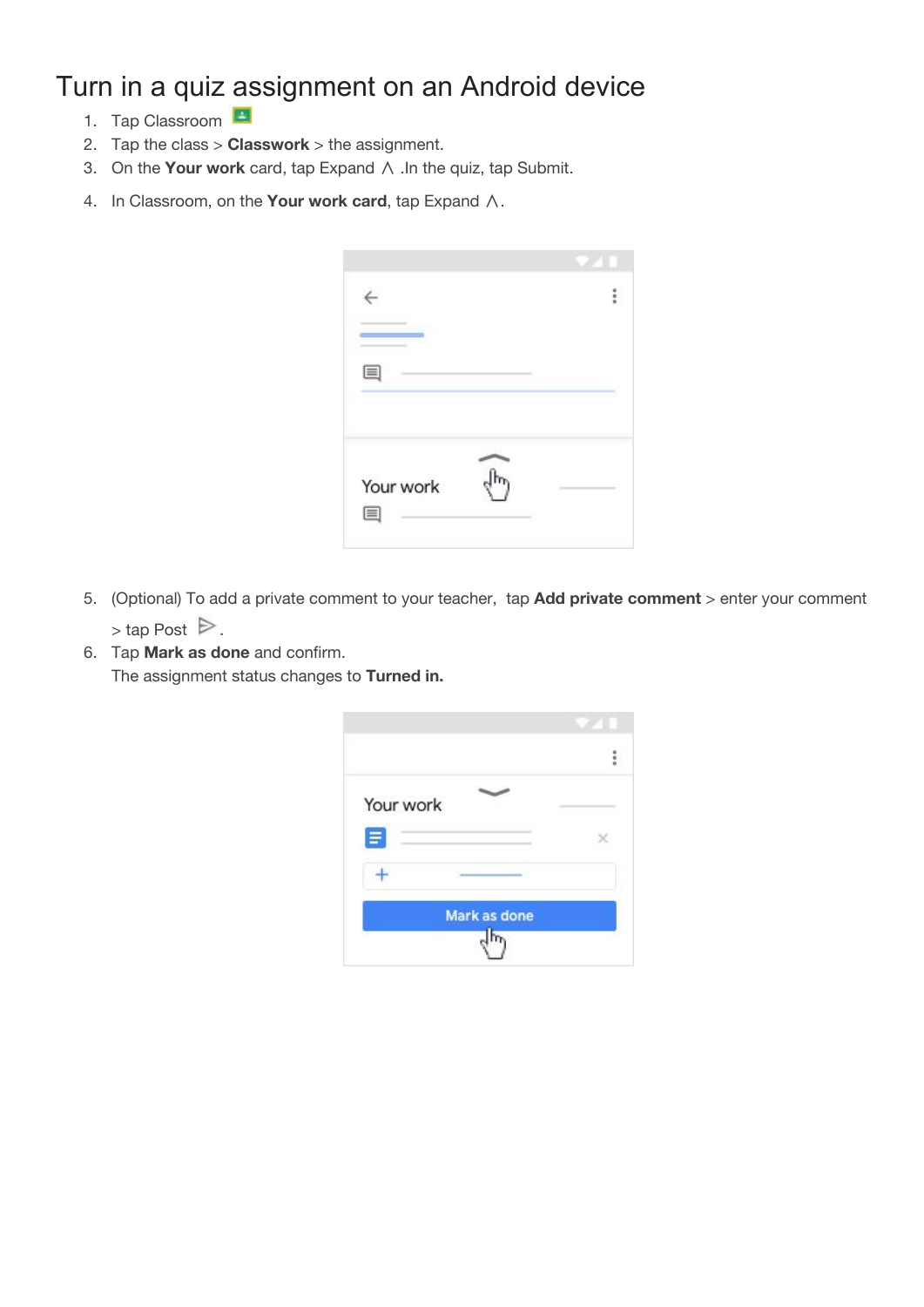# Turn in a quiz assignment on an Android device

1. Tap Classroom
2. Tap the class > **Classwork** > the assignment.
3. On the **Your work** card, tap Expand ∧ .In the quiz, tap Submit.
4. In Classroom, on the **Your work card**, tap Expand ∧.

5. (Optional) To add a private comment to your teacher, tap **Add private comment** > enter your comment > tap Post .
6. Tap **Mark as done** and confirm.
   The assignment status changes to **Turned in.**